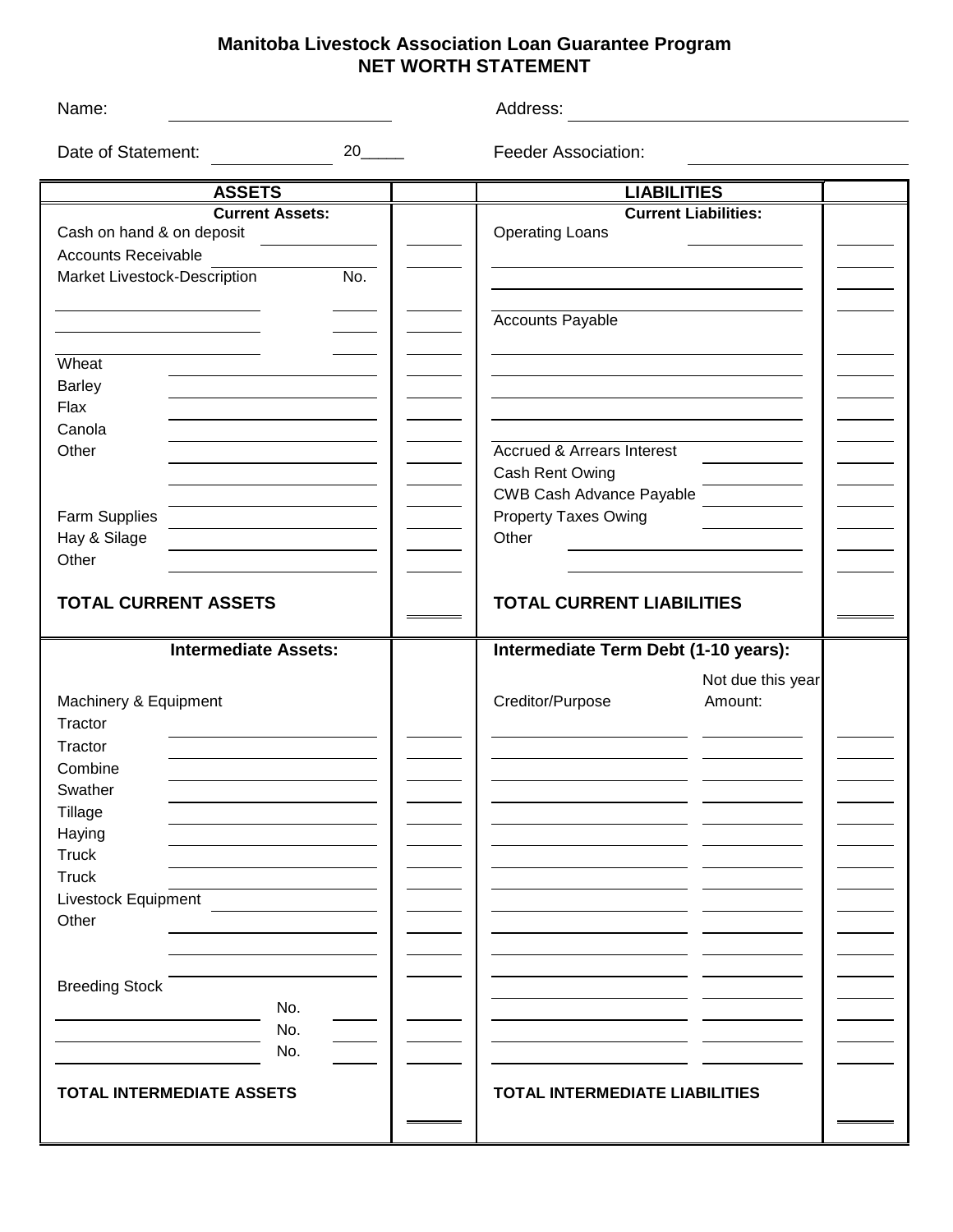# Manitoba Livestock Association Loan Guarantee Program
## NET WORTH STATEMENT

Name: ______________________ Address: ______________________________

Date of Statement: ____________ 20_____ Feeder Association: ______________________

| ASSETS | | LIABILITIES | | |
|---|---|---|---|---|
| **Current Assets:** | | **Current Liabilities:** | | |
| Cash on hand & on deposit | | Operating Loans | | |
| Accounts Receivable | | | | |
| Market Livestock-Description No. | | | | |
| | | | | |
| | | Accounts Payable | | |
| | | | | |
| Wheat | | | | |
| Barley | | | | |
| Flax | | | | |
| Canola | | | | |
| Other | | Accrued & Arrears Interest | | |
| | | Cash Rent Owing | | |
| | | CWB Cash Advance Payable | | |
| Farm Supplies | | Property Taxes Owing | | |
| Hay & Silage | | Other | | |
| Other | | | | |
| **TOTAL CURRENT ASSETS** | | **TOTAL CURRENT LIABILITIES** | | |
| **Intermediate Assets:** | | **Intermediate Term Debt (1-10 years):** | | |
| | | | Not due this year | |
| Machinery & Equipment | | Creditor/Purpose | Amount: | |
| Tractor | | | | |
| Tractor | | | | |
| Combine | | | | |
| Swather | | | | |
| Tillage | | | | |
| Haying | | | | |
| Truck | | | | |
| Truck | | | | |
| Livestock Equipment | | | | |
| Other | | | | |
| | | | | |
| Breeding Stock | | | | |
| No. | | | | |
| No. | | | | |
| No. | | | | |
| **TOTAL INTERMEDIATE ASSETS** | | **TOTAL INTERMEDIATE LIABILITIES** | | |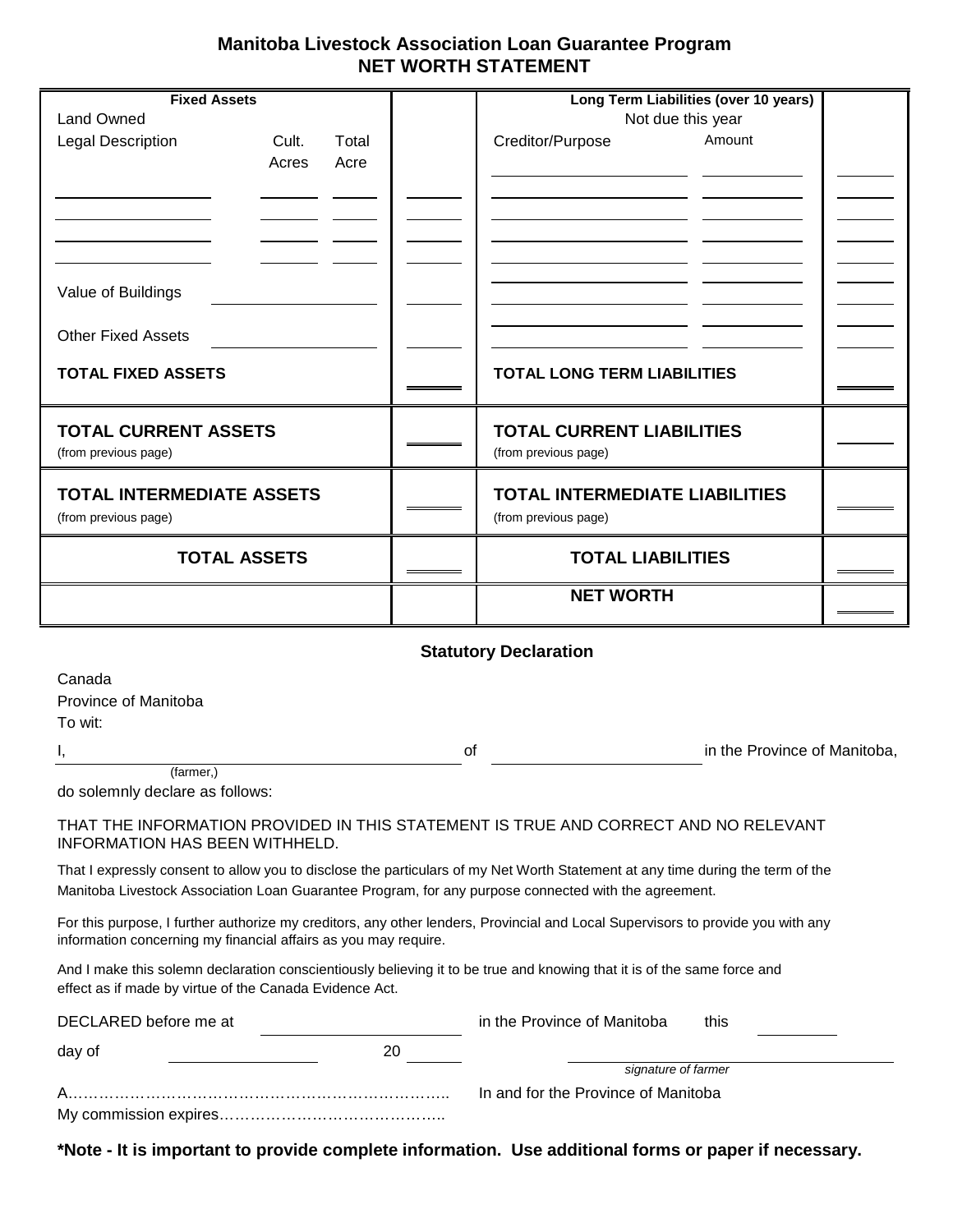# Manitoba Livestock Association Loan Guarantee Program
## NET WORTH STATEMENT

| | | | |
|---|---|---|---|
| **Fixed Assets** | | **Long Term Liabilities (over 10 years)** | |
| Land Owned | | Not due this year | |
| Legal Description / Cult. Acres / Total Acre | | Creditor/Purpose / Amount | |
| | | | |
| | | | |
| | | | |
| | | | |
| | | | |
| Value of Buildings | | | |
| Other Fixed Assets | | | |
| **TOTAL FIXED ASSETS** | | **TOTAL LONG TERM LIABILITIES** | |
| **TOTAL CURRENT ASSETS** (from previous page) | | **TOTAL CURRENT LIABILITIES** (from previous page) | |
| **TOTAL INTERMEDIATE ASSETS** (from previous page) | | **TOTAL INTERMEDIATE LIABILITIES** (from previous page) | |
| **TOTAL ASSETS** | | **TOTAL LIABILITIES** | |
| | | **NET WORTH** | |

### Statutory Declaration

Canada
Province of Manitoba
To wit:

I, ______________________________ (farmer,) of ____________________ in the Province of Manitoba,

do solemnly declare as follows:

THAT THE INFORMATION PROVIDED IN THIS STATEMENT IS TRUE AND CORRECT AND NO RELEVANT INFORMATION HAS BEEN WITHHELD.

That I expressly consent to allow you to disclose the particulars of my Net Worth Statement at any time during the term of the Manitoba Livestock Association Loan Guarantee Program, for any purpose connected with the agreement.

For this purpose, I further authorize my creditors, any other lenders, Provincial and Local Supervisors to provide you with any information concerning my financial affairs as you may require.

And I make this solemn declaration conscientiously believing it to be true and knowing that it is of the same force and effect as if made by virtue of the Canada Evidence Act.

DECLARED before me at ____________________ in the Province of Manitoba this __________

day of ______________ 20 ______

______________________________
*signature of farmer*

A……………………………………………………………….. In and for the Province of Manitoba

My commission expires……………………………………..

**\*Note - It is important to provide complete information. Use additional forms or paper if necessary.**